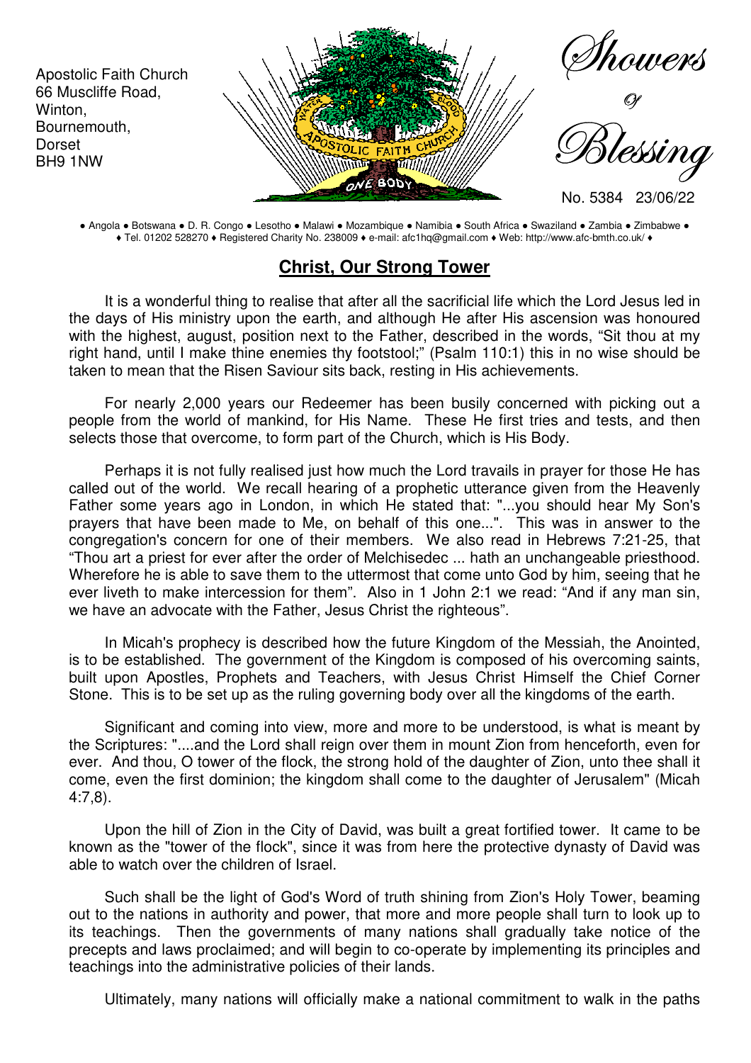Apostolic Faith Church
66 Muscliffe Road,
Winton,
Bournemouth,
Dorset
BH9 1NW

# Showers Of Blessing

No. 5384 23/06/22

● Angola ● Botswana ● D. R. Congo ● Lesotho ● Malawi ● Mozambique ● Namibia ● South Africa ● Swaziland ● Zambia ● Zimbabwe ●
♦ Tel. 01202 528270 ♦ Registered Charity No. 238009 ♦ e-mail: afc1hq@gmail.com ♦ Web: http://www.afc-bmth.co.uk/ ♦

## Christ, Our Strong Tower

It is a wonderful thing to realise that after all the sacrificial life which the Lord Jesus led in the days of His ministry upon the earth, and although He after His ascension was honoured with the highest, august, position next to the Father, described in the words, "Sit thou at my right hand, until I make thine enemies thy footstool;" (Psalm 110:1) this in no wise should be taken to mean that the Risen Saviour sits back, resting in His achievements.

For nearly 2,000 years our Redeemer has been busily concerned with picking out a people from the world of mankind, for His Name. These He first tries and tests, and then selects those that overcome, to form part of the Church, which is His Body.

Perhaps it is not fully realised just how much the Lord travails in prayer for those He has called out of the world. We recall hearing of a prophetic utterance given from the Heavenly Father some years ago in London, in which He stated that: "...you should hear My Son's prayers that have been made to Me, on behalf of this one...". This was in answer to the congregation's concern for one of their members. We also read in Hebrews 7:21-25, that "Thou art a priest for ever after the order of Melchisedec ... hath an unchangeable priesthood. Wherefore he is able to save them to the uttermost that come unto God by him, seeing that he ever liveth to make intercession for them". Also in 1 John 2:1 we read: "And if any man sin, we have an advocate with the Father, Jesus Christ the righteous".

In Micah's prophecy is described how the future Kingdom of the Messiah, the Anointed, is to be established. The government of the Kingdom is composed of his overcoming saints, built upon Apostles, Prophets and Teachers, with Jesus Christ Himself the Chief Corner Stone. This is to be set up as the ruling governing body over all the kingdoms of the earth.

Significant and coming into view, more and more to be understood, is what is meant by the Scriptures: "....and the Lord shall reign over them in mount Zion from henceforth, even for ever. And thou, O tower of the flock, the strong hold of the daughter of Zion, unto thee shall it come, even the first dominion; the kingdom shall come to the daughter of Jerusalem" (Micah 4:7,8).

Upon the hill of Zion in the City of David, was built a great fortified tower. It came to be known as the "tower of the flock", since it was from here the protective dynasty of David was able to watch over the children of Israel.

Such shall be the light of God's Word of truth shining from Zion's Holy Tower, beaming out to the nations in authority and power, that more and more people shall turn to look up to its teachings. Then the governments of many nations shall gradually take notice of the precepts and laws proclaimed; and will begin to co-operate by implementing its principles and teachings into the administrative policies of their lands.

Ultimately, many nations will officially make a national commitment to walk in the paths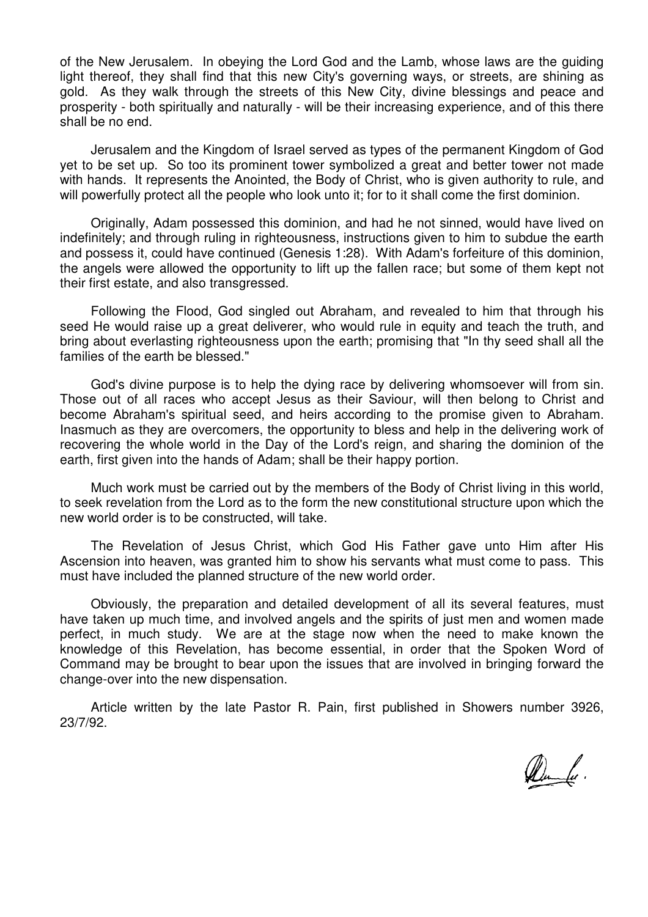of the New Jerusalem. In obeying the Lord God and the Lamb, whose laws are the guiding light thereof, they shall find that this new City's governing ways, or streets, are shining as gold. As they walk through the streets of this New City, divine blessings and peace and prosperity - both spiritually and naturally - will be their increasing experience, and of this there shall be no end.

Jerusalem and the Kingdom of Israel served as types of the permanent Kingdom of God yet to be set up. So too its prominent tower symbolized a great and better tower not made with hands. It represents the Anointed, the Body of Christ, who is given authority to rule, and will powerfully protect all the people who look unto it; for to it shall come the first dominion.

Originally, Adam possessed this dominion, and had he not sinned, would have lived on indefinitely; and through ruling in righteousness, instructions given to him to subdue the earth and possess it, could have continued (Genesis 1:28). With Adam's forfeiture of this dominion, the angels were allowed the opportunity to lift up the fallen race; but some of them kept not their first estate, and also transgressed.

Following the Flood, God singled out Abraham, and revealed to him that through his seed He would raise up a great deliverer, who would rule in equity and teach the truth, and bring about everlasting righteousness upon the earth; promising that "In thy seed shall all the families of the earth be blessed."

God's divine purpose is to help the dying race by delivering whomsoever will from sin. Those out of all races who accept Jesus as their Saviour, will then belong to Christ and become Abraham's spiritual seed, and heirs according to the promise given to Abraham. Inasmuch as they are overcomers, the opportunity to bless and help in the delivering work of recovering the whole world in the Day of the Lord's reign, and sharing the dominion of the earth, first given into the hands of Adam; shall be their happy portion.

Much work must be carried out by the members of the Body of Christ living in this world, to seek revelation from the Lord as to the form the new constitutional structure upon which the new world order is to be constructed, will take.

The Revelation of Jesus Christ, which God His Father gave unto Him after His Ascension into heaven, was granted him to show his servants what must come to pass. This must have included the planned structure of the new world order.

Obviously, the preparation and detailed development of all its several features, must have taken up much time, and involved angels and the spirits of just men and women made perfect, in much study. We are at the stage now when the need to make known the knowledge of this Revelation, has become essential, in order that the Spoken Word of Command may be brought to bear upon the issues that are involved in bringing forward the change-over into the new dispensation.

Article written by the late Pastor R. Pain, first published in Showers number 3926, 23/7/92.